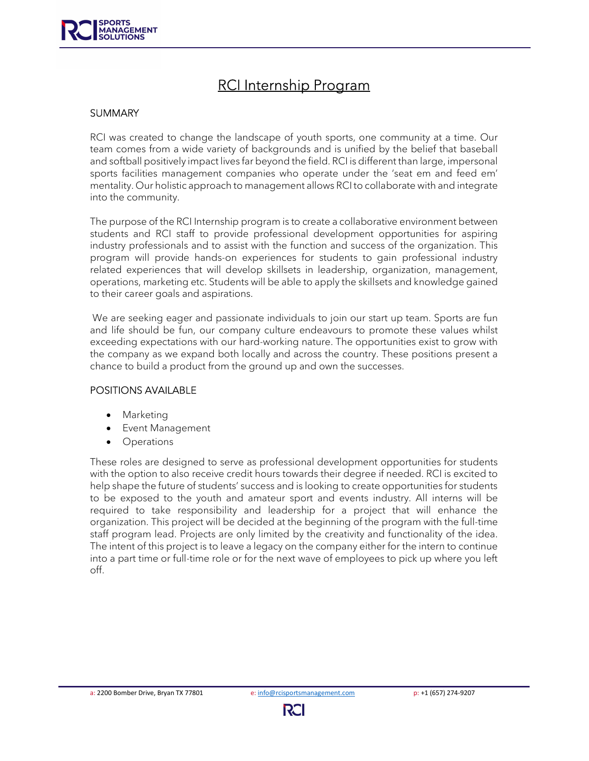# RCI Internship Program

## SUMMARY

RCI was created to change the landscape of youth sports, one community at a time. Our team comes from a wide variety of backgrounds and is unified by the belief that baseball and softball positively impact lives far beyond the field. RCI is different than large, impersonal sports facilities management companies who operate under the 'seat em and feed em' mentality. Our holistic approach to management allows RCI to collaborate with and integrate into the community.

The purpose of the RCI Internship program is to create a collaborative environment between students and RCI staff to provide professional development opportunities for aspiring industry professionals and to assist with the function and success of the organization. This program will provide hands-on experiences for students to gain professional industry related experiences that will develop skillsets in leadership, organization, management, operations, marketing etc. Students will be able to apply the skillsets and knowledge gained to their career goals and aspirations.

We are seeking eager and passionate individuals to join our start up team. Sports are fun and life should be fun, our company culture endeavours to promote these values whilst exceeding expectations with our hard-working nature. The opportunities exist to grow with the company as we expand both locally and across the country. These positions present a chance to build a product from the ground up and own the successes.

## POSITIONS AVAILABLE

- Marketing
- Event Management
- Operations

These roles are designed to serve as professional development opportunities for students with the option to also receive credit hours towards their degree if needed. RCI is excited to help shape the future of students' success and is looking to create opportunities for students to be exposed to the youth and amateur sport and events industry. All interns will be required to take responsibility and leadership for a project that will enhance the organization. This project will be decided at the beginning of the program with the full-time staff program lead. Projects are only limited by the creativity and functionality of the idea. The intent of this project is to leave a legacy on the company either for the intern to continue into a part time or full-time role or for the next wave of employees to pick up where you left off.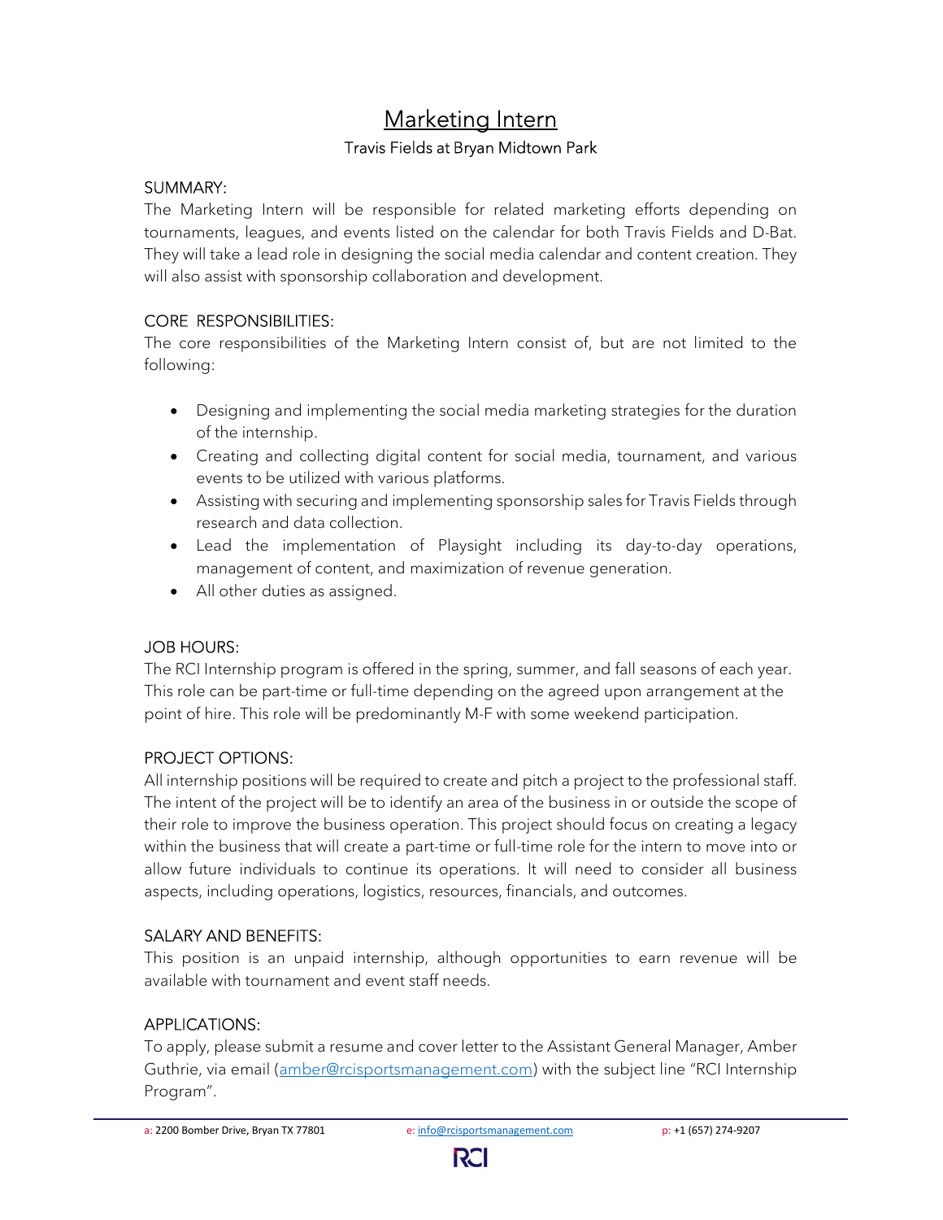# Marketing Intern

Travis Fields at Bryan Midtown Park

## SUMMARY:

The Marketing Intern will be responsible for related marketing efforts depending on tournaments, leagues, and events listed on the calendar for both Travis Fields and D-Bat. They will take a lead role in designing the social media calendar and content creation. They will also assist with sponsorship collaboration and development.

## CORE RESPONSIBILITIES:

The core responsibilities of the Marketing Intern consist of, but are not limited to the following:

- Designing and implementing the social media marketing strategies for the duration of the internship.
- Creating and collecting digital content for social media, tournament, and various events to be utilized with various platforms.
- Assisting with securing and implementing sponsorship sales for Travis Fields through research and data collection.
- Lead the implementation of Playsight including its day-to-day operations, management of content, and maximization of revenue generation.
- All other duties as assigned.

## JOB HOURS:

The RCI Internship program is offered in the spring, summer, and fall seasons of each year. This role can be part-time or full-time depending on the agreed upon arrangement at the point of hire. This role will be predominantly M-F with some weekend participation.

## PROJECT OPTIONS:

All internship positions will be required to create and pitch a project to the professional staff. The intent of the project will be to identify an area of the business in or outside the scope of their role to improve the business operation. This project should focus on creating a legacy within the business that will create a part-time or full-time role for the intern to move into or allow future individuals to continue its operations. It will need to consider all business aspects, including operations, logistics, resources, financials, and outcomes.

## SALARY AND BENEFITS:

This position is an unpaid internship, although opportunities to earn revenue will be available with tournament and event staff needs.

## APPLICATIONS:

To apply, please submit a resume and cover letter to the Assistant General Manager, Amber Guthrie, via email (amber@rcisportsmanagement.com) with the subject line "RCI Internship Program".

a: 2200 Bomber Drive, Bryan TX 77801 e: info@rcisportsmanagement.com p: +1 (657) 274-9207

RCI